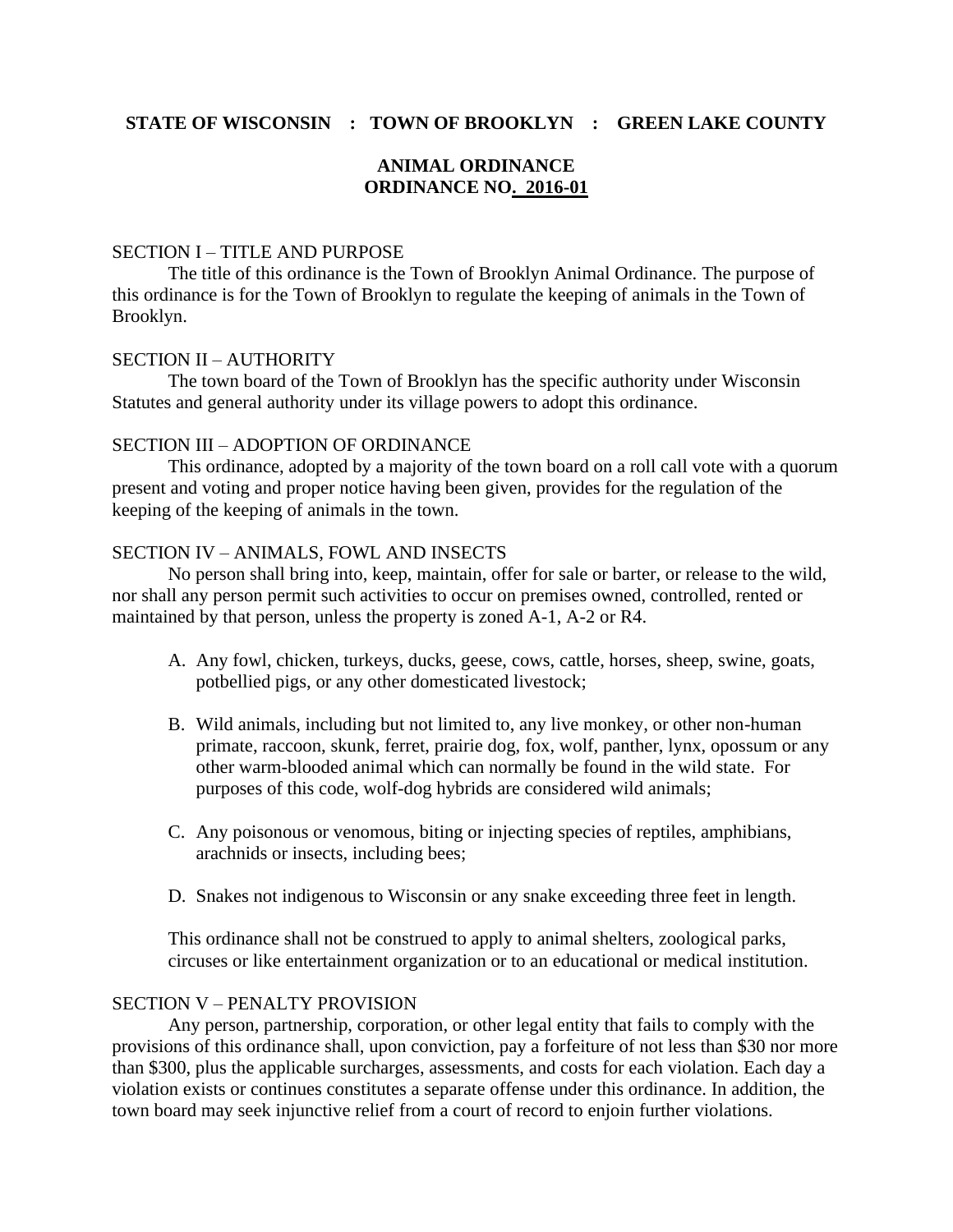**STATE OF WISCONSIN : TOWN OF BROOKLYN : GREEN LAKE COUNTY**

# ANIMAL ORDINANCE
# ORDINANCE NO. 2016-01

## SECTION I – TITLE AND PURPOSE

The title of this ordinance is the Town of Brooklyn Animal Ordinance. The purpose of this ordinance is for the Town of Brooklyn to regulate the keeping of animals in the Town of Brooklyn.

## SECTION II – AUTHORITY

The town board of the Town of Brooklyn has the specific authority under Wisconsin Statutes and general authority under its village powers to adopt this ordinance.

## SECTION III – ADOPTION OF ORDINANCE

This ordinance, adopted by a majority of the town board on a roll call vote with a quorum present and voting and proper notice having been given, provides for the regulation of the keeping of the keeping of animals in the town.

## SECTION IV – ANIMALS, FOWL AND INSECTS

No person shall bring into, keep, maintain, offer for sale or barter, or release to the wild, nor shall any person permit such activities to occur on premises owned, controlled, rented or maintained by that person, unless the property is zoned A-1, A-2 or R4.

A. Any fowl, chicken, turkeys, ducks, geese, cows, cattle, horses, sheep, swine, goats, potbellied pigs, or any other domesticated livestock;

B. Wild animals, including but not limited to, any live monkey, or other non-human primate, raccoon, skunk, ferret, prairie dog, fox, wolf, panther, lynx, opossum or any other warm-blooded animal which can normally be found in the wild state. For purposes of this code, wolf-dog hybrids are considered wild animals;

C. Any poisonous or venomous, biting or injecting species of reptiles, amphibians, arachnids or insects, including bees;

D. Snakes not indigenous to Wisconsin or any snake exceeding three feet in length.

This ordinance shall not be construed to apply to animal shelters, zoological parks, circuses or like entertainment organization or to an educational or medical institution.

## SECTION V – PENALTY PROVISION

Any person, partnership, corporation, or other legal entity that fails to comply with the provisions of this ordinance shall, upon conviction, pay a forfeiture of not less than $30 nor more than $300, plus the applicable surcharges, assessments, and costs for each violation. Each day a violation exists or continues constitutes a separate offense under this ordinance. In addition, the town board may seek injunctive relief from a court of record to enjoin further violations.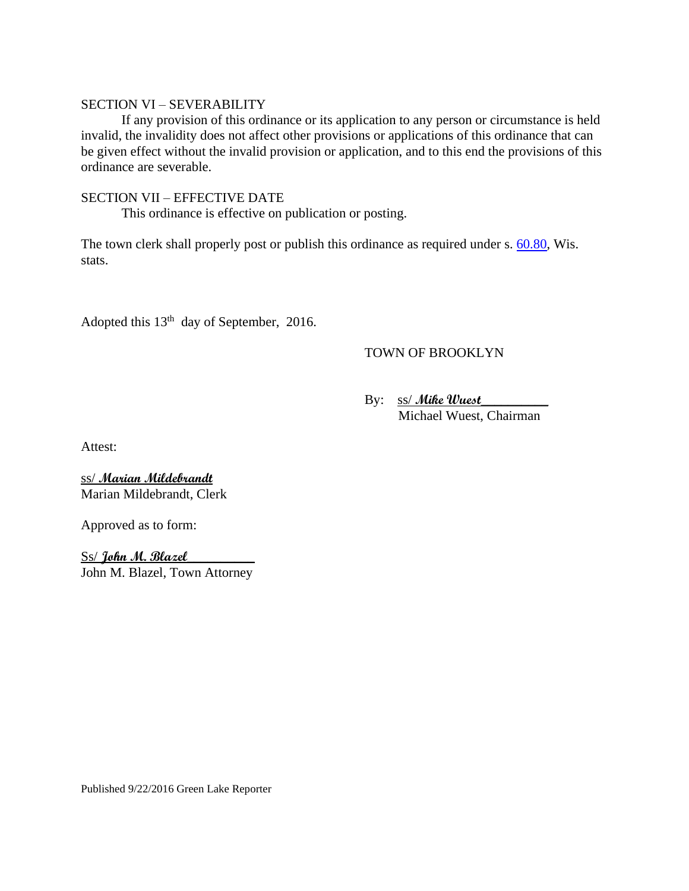SECTION VI – SEVERABILITY

If any provision of this ordinance or its application to any person or circumstance is held invalid, the invalidity does not affect other provisions or applications of this ordinance that can be given effect without the invalid provision or application, and to this end the provisions of this ordinance are severable.

SECTION VII – EFFECTIVE DATE

This ordinance is effective on publication or posting.

The town clerk shall properly post or publish this ordinance as required under s. 60.80, Wis. stats.

Adopted this 13th day of September, 2016.

TOWN OF BROOKLYN

By: ss/ *Mike Wuest*__________
Michael Wuest, Chairman

Attest:

ss/ *Marian Mildebrandt*
Marian Mildebrandt, Clerk

Approved as to form:

Ss/ *John M. Blazel*__________
John M. Blazel, Town Attorney

Published 9/22/2016 Green Lake Reporter